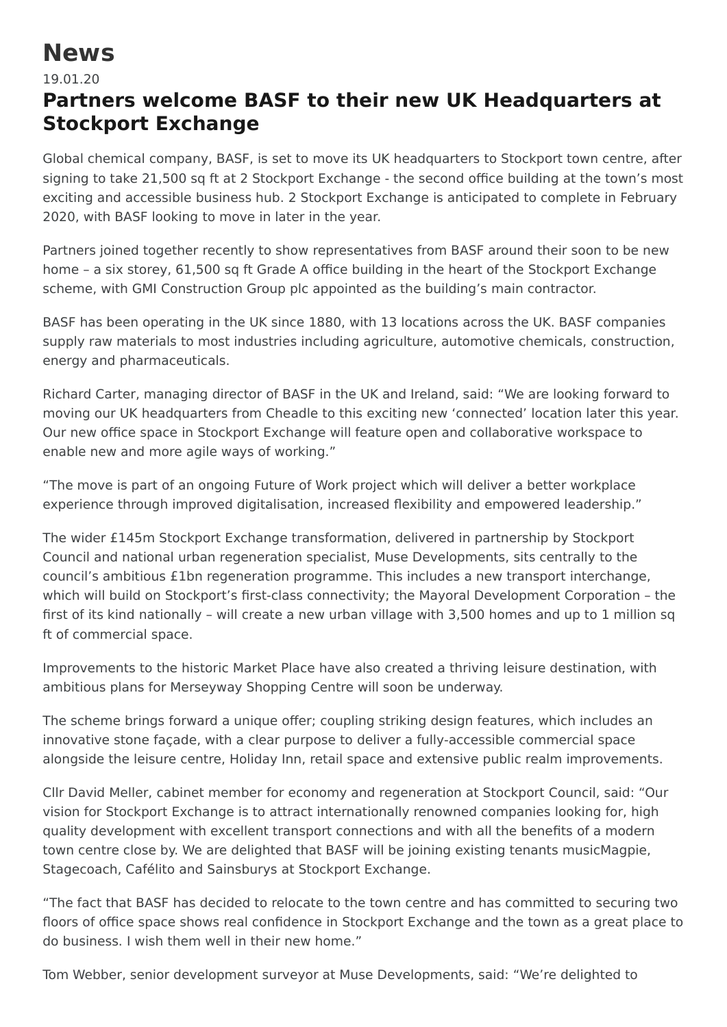# News

19.01.20

## Partners welcome BASF to their new UK Headquarters at Stockport Exchange

Global chemical company, BASF, is set to move its UK headquarters to Stockport town centre, after signing to take 21,500 sq ft at 2 Stockport Exchange - the second office building at the town's most exciting and accessible business hub. 2 Stockport Exchange is anticipated to complete in February 2020, with BASF looking to move in later in the year.

Partners joined together recently to show representatives from BASF around their soon to be new home – a six storey, 61,500 sq ft Grade A office building in the heart of the Stockport Exchange scheme, with GMI Construction Group plc appointed as the building's main contractor.

BASF has been operating in the UK since 1880, with 13 locations across the UK. BASF companies supply raw materials to most industries including agriculture, automotive chemicals, construction, energy and pharmaceuticals.

Richard Carter, managing director of BASF in the UK and Ireland, said: "We are looking forward to moving our UK headquarters from Cheadle to this exciting new 'connected' location later this year. Our new office space in Stockport Exchange will feature open and collaborative workspace to enable new and more agile ways of working."

"The move is part of an ongoing Future of Work project which will deliver a better workplace experience through improved digitalisation, increased flexibility and empowered leadership."

The wider £145m Stockport Exchange transformation, delivered in partnership by Stockport Council and national urban regeneration specialist, Muse Developments, sits centrally to the council's ambitious £1bn regeneration programme. This includes a new transport interchange, which will build on Stockport's first-class connectivity; the Mayoral Development Corporation – the first of its kind nationally – will create a new urban village with 3,500 homes and up to 1 million sq ft of commercial space.

Improvements to the historic Market Place have also created a thriving leisure destination, with ambitious plans for Merseyway Shopping Centre will soon be underway.

The scheme brings forward a unique offer; coupling striking design features, which includes an innovative stone façade, with a clear purpose to deliver a fully-accessible commercial space alongside the leisure centre, Holiday Inn, retail space and extensive public realm improvements.

Cllr David Meller, cabinet member for economy and regeneration at Stockport Council, said: "Our vision for Stockport Exchange is to attract internationally renowned companies looking for, high quality development with excellent transport connections and with all the benefits of a modern town centre close by. We are delighted that BASF will be joining existing tenants musicMagpie, Stagecoach, Cafélito and Sainsburys at Stockport Exchange.

"The fact that BASF has decided to relocate to the town centre and has committed to securing two floors of office space shows real confidence in Stockport Exchange and the town as a great place to do business. I wish them well in their new home."

Tom Webber, senior development surveyor at Muse Developments, said: "We're delighted to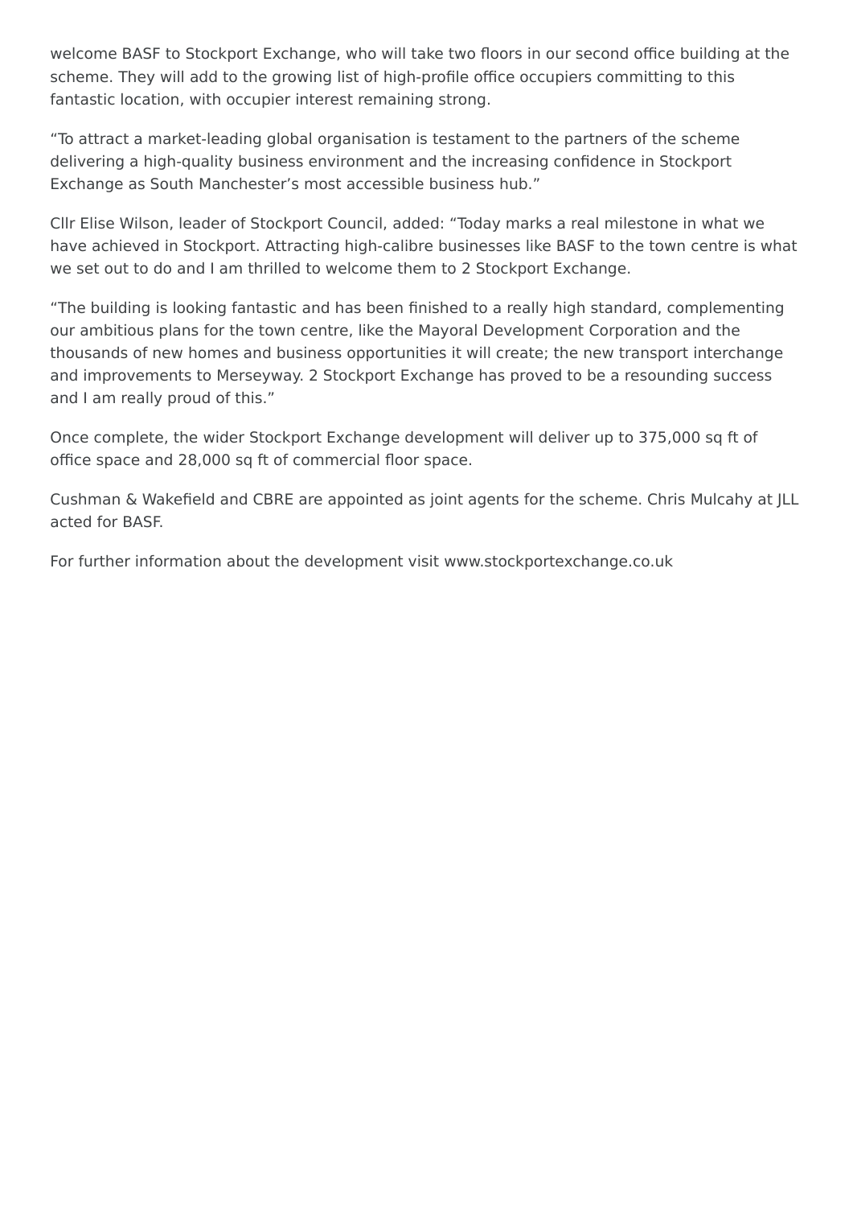welcome BASF to Stockport Exchange, who will take two floors in our second office building at the scheme. They will add to the growing list of high-profile office occupiers committing to this fantastic location, with occupier interest remaining strong.

“To attract a market-leading global organisation is testament to the partners of the scheme delivering a high-quality business environment and the increasing confidence in Stockport Exchange as South Manchester’s most accessible business hub.”

Cllr Elise Wilson, leader of Stockport Council, added: “Today marks a real milestone in what we have achieved in Stockport. Attracting high-calibre businesses like BASF to the town centre is what we set out to do and I am thrilled to welcome them to 2 Stockport Exchange.

“The building is looking fantastic and has been finished to a really high standard, complementing our ambitious plans for the town centre, like the Mayoral Development Corporation and the thousands of new homes and business opportunities it will create; the new transport interchange and improvements to Merseyway. 2 Stockport Exchange has proved to be a resounding success and I am really proud of this.”

Once complete, the wider Stockport Exchange development will deliver up to 375,000 sq ft of office space and 28,000 sq ft of commercial floor space.

Cushman & Wakefield and CBRE are appointed as joint agents for the scheme. Chris Mulcahy at JLL acted for BASF.

For further information about the development visit www.stockportexchange.co.uk